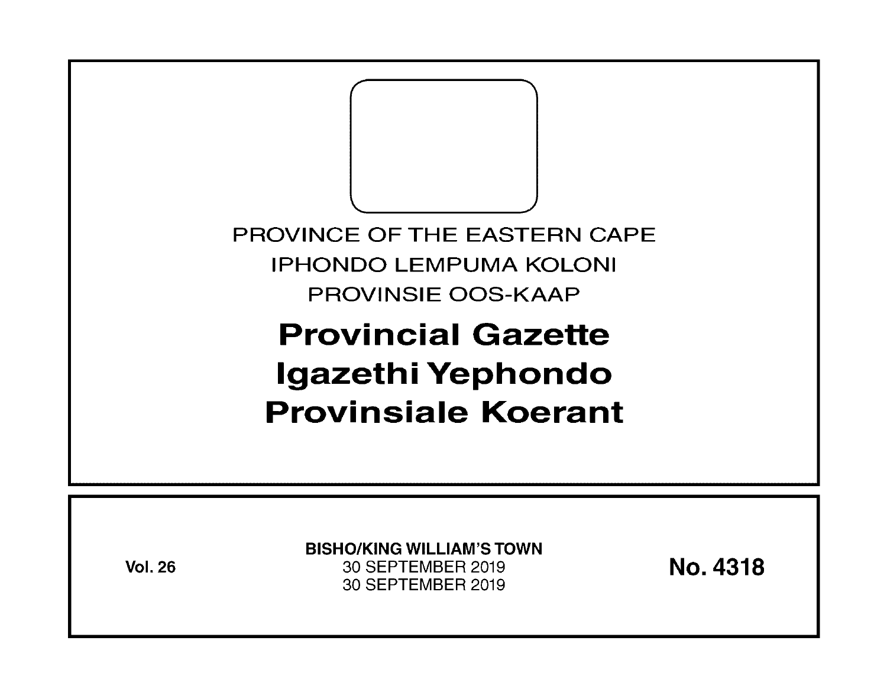PROVINCE OF THE EASTERN CAPE

IPHONDO LEMPUMA KOLONI

PROVINSIE OOS-KAAP

# Provincial Gazette
# Igazethi Yephondo
# Provinsiale Koerant

**Vol. 26**

**BISHO/KING WILLIAM'S TOWN**

30 SEPTEMBER 2019

30 SEPTEMBER 2019

**No. 4318**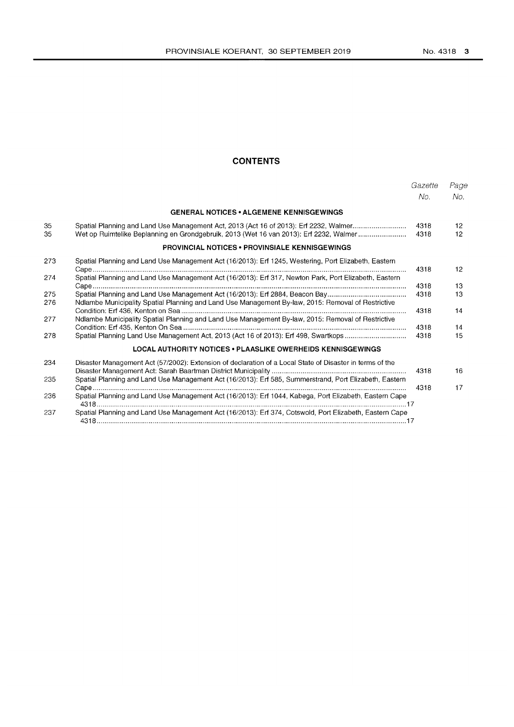# CONTENTS

| | | Gazette No. | Page No. |
|---|---|---|---|
| | **GENERAL NOTICES • ALGEMENE KENNISGEWINGS** | | |
| 35 | Spatial Planning and Land Use Management Act, 2013 (Act 16 of 2013): Erf 2232, Walmer | 4318 | 12 |
| 35 | Wet op Ruimtelike Beplanning en Grondgebruik, 2013 (Wet 16 van 2013): Erf 2232, Walmer | 4318 | 12 |
| | **PROVINCIAL NOTICES • PROVINSIALE KENNISGEWINGS** | | |
| 273 | Spatial Planning and Land Use Management Act (16/2013): Erf 1245, Westering, Port Elizabeth, Eastern Cape | 4318 | 12 |
| 274 | Spatial Planning and Land Use Management Act (16/2013): Erf 317, Newton Park, Port Elizabeth, Eastern Cape | 4318 | 13 |
| 275 | Spatial Planning and Land Use Management Act (16/2013): Erf 2884, Beacon Bay | 4318 | 13 |
| 276 | Ndlambe Municipality Spatial Planning and Land Use Management By-law, 2015: Removal of Restrictive Condition: Erf 436, Kenton on Sea | 4318 | 14 |
| 277 | Ndlambe Municipality Spatial Planning and Land Use Management By-law, 2015: Removal of Restrictive Condition: Erf 435, Kenton On Sea | 4318 | 14 |
| 278 | Spatial Planning Land Use Management Act, 2013 (Act 16 of 2013): Erf 498, Swartkops | 4318 | 15 |
| | **LOCAL AUTHORITY NOTICES • PLAASLIKE OWERHEIDS KENNISGEWINGS** | | |
| 234 | Disaster Management Act (57/2002): Extension of declaration of a Local State of Disaster in terms of the Disaster Management Act: Sarah Baartman District Municipality | 4318 | 16 |
| 235 | Spatial Planning and Land Use Management Act (16/2013): Erf 585, Summerstrand, Port Elizabeth, Eastern Cape | 4318 | 17 |
| 236 | Spatial Planning and Land Use Management Act (16/2013): Erf 1044, Kabega, Port Elizabeth, Eastern Cape | 4318 | 17 |
| 237 | Spatial Planning and Land Use Management Act (16/2013): Erf 374, Cotswold, Port Elizabeth, Eastern Cape | 4318 | 17 |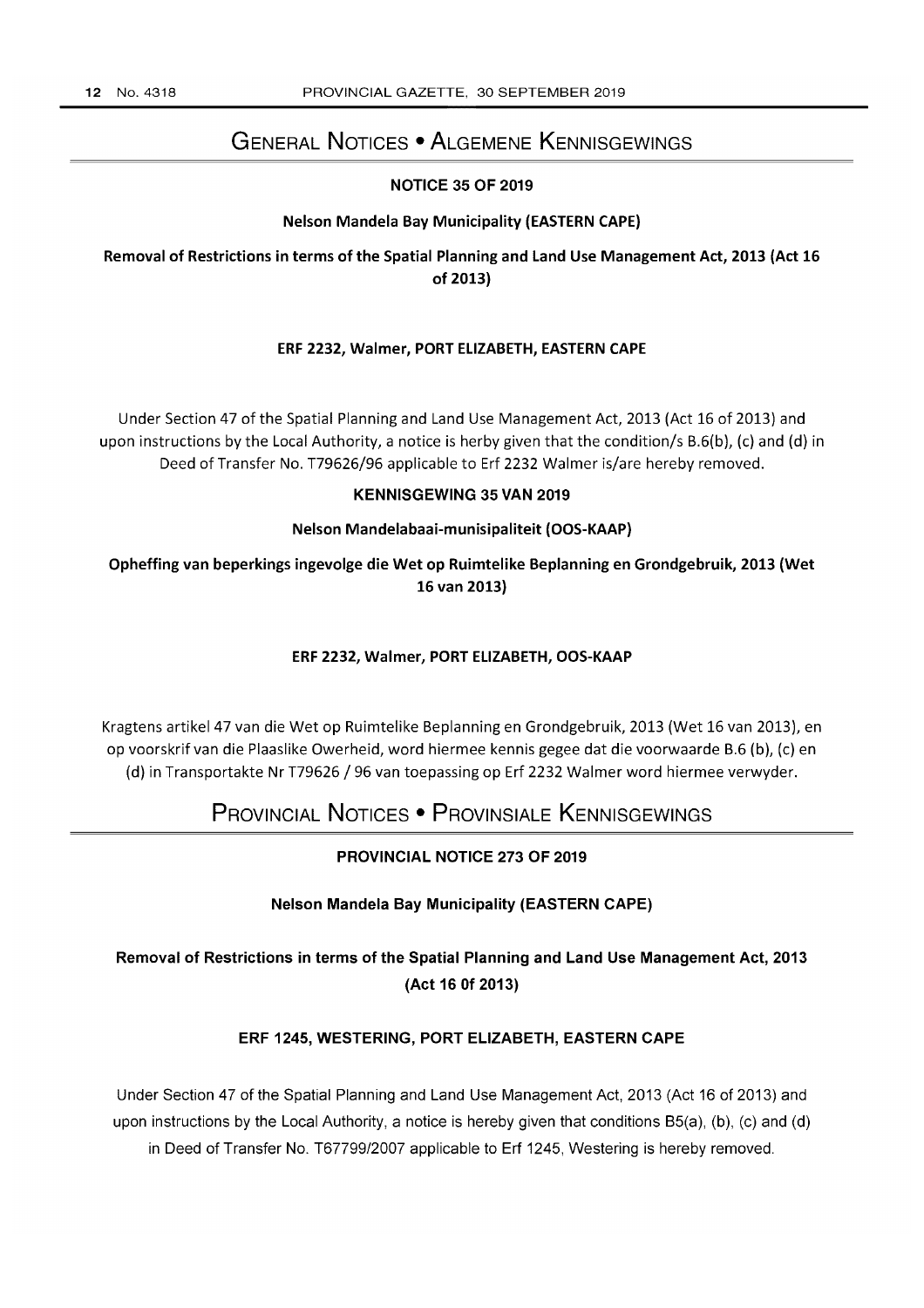# General Notices • Algemene Kennisgewings

## NOTICE 35 OF 2019

**Nelson Mandela Bay Municipality (EASTERN CAPE)**

**Removal of Restrictions in terms of the Spatial Planning and Land Use Management Act, 2013 (Act 16 of 2013)**

**ERF 2232, Walmer, PORT ELIZABETH, EASTERN CAPE**

Under Section 47 of the Spatial Planning and Land Use Management Act, 2013 (Act 16 of 2013) and upon instructions by the Local Authority, a notice is herby given that the condition/s B.6(b), (c) and (d) in Deed of Transfer No. T79626/96 applicable to Erf 2232 Walmer is/are hereby removed.

## KENNISGEWING 35 VAN 2019

**Nelson Mandelabaai-munisipaliteit (OOS-KAAP)**

**Opheffing van beperkings ingevolge die Wet op Ruimtelike Beplanning en Grondgebruik, 2013 (Wet 16 van 2013)**

**ERF 2232, Walmer, PORT ELIZABETH, OOS-KAAP**

Kragtens artikel 47 van die Wet op Ruimtelike Beplanning en Grondgebruik, 2013 (Wet 16 van 2013), en op voorskrif van die Plaaslike Owerheid, word hiermee kennis gegee dat die voorwaarde B.6 (b), (c) en (d) in Transportakte Nr T79626 / 96 van toepassing op Erf 2232 Walmer word hiermee verwyder.

# Provincial Notices • Provinsiale Kennisgewings

## PROVINCIAL NOTICE 273 OF 2019

**Nelson Mandela Bay Municipality (EASTERN CAPE)**

**Removal of Restrictions in terms of the Spatial Planning and Land Use Management Act, 2013 (Act 16 0f 2013)**

**ERF 1245, WESTERING, PORT ELIZABETH, EASTERN CAPE**

Under Section 47 of the Spatial Planning and Land Use Management Act, 2013 (Act 16 of 2013) and upon instructions by the Local Authority, a notice is hereby given that conditions B5(a), (b), (c) and (d) in Deed of Transfer No. T67799/2007 applicable to Erf 1245, Westering is hereby removed.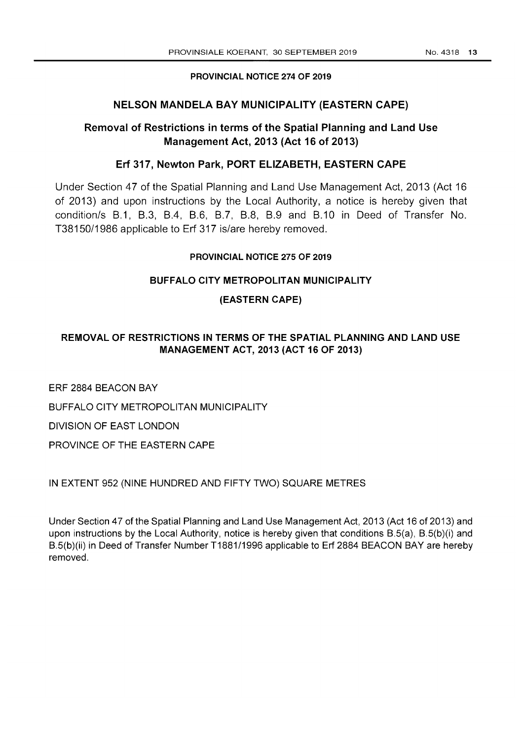**PROVINCIAL NOTICE 274 OF 2019**

## NELSON MANDELA BAY MUNICIPALITY (EASTERN CAPE)

## Removal of Restrictions in terms of the Spatial Planning and Land Use Management Act, 2013 (Act 16 of 2013)

## Erf 317, Newton Park, PORT ELIZABETH, EASTERN CAPE

Under Section 47 of the Spatial Planning and Land Use Management Act, 2013 (Act 16 of 2013) and upon instructions by the Local Authority, a notice is hereby given that condition/s B.1, B.3, B.4, B.6, B.7, B.8, B.9 and B.10 in Deed of Transfer No. T38150/1986 applicable to Erf 317 is/are hereby removed.

**PROVINCIAL NOTICE 275 OF 2019**

**BUFFALO CITY METROPOLITAN MUNICIPALITY**

**(EASTERN CAPE)**

**REMOVAL OF RESTRICTIONS IN TERMS OF THE SPATIAL PLANNING AND LAND USE MANAGEMENT ACT, 2013 (ACT 16 OF 2013)**

ERF 2884 BEACON BAY

BUFFALO CITY METROPOLITAN MUNICIPALITY

DIVISION OF EAST LONDON

PROVINCE OF THE EASTERN CAPE

IN EXTENT 952 (NINE HUNDRED AND FIFTY TWO) SQUARE METRES

Under Section 47 of the Spatial Planning and Land Use Management Act, 2013 (Act 16 of 2013) and upon instructions by the Local Authority, notice is hereby given that conditions B.5(a), B.5(b)(i) and B.5(b)(ii) in Deed of Transfer Number T1881/1996 applicable to Erf 2884 BEACON BAY are hereby removed.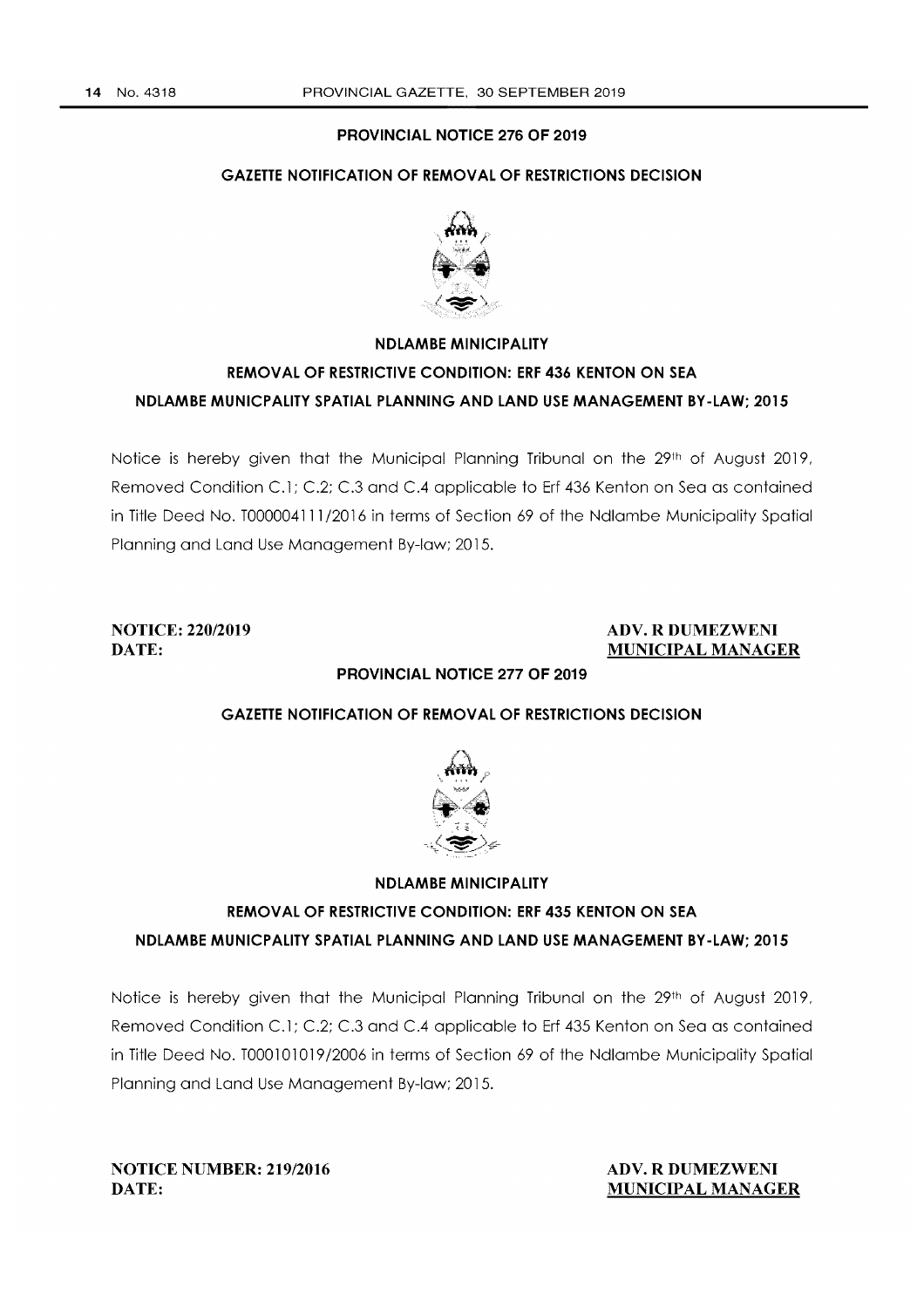## PROVINCIAL NOTICE 276 OF 2019

### GAZETTE NOTIFICATION OF REMOVAL OF RESTRICTIONS DECISION

**NDLAMBE MINICIPALITY**

**REMOVAL OF RESTRICTIVE CONDITION: ERF 436 KENTON ON SEA**

**NDLAMBE MUNICPALITY SPATIAL PLANNING AND LAND USE MANAGEMENT BY-LAW; 2015**

Notice is hereby given that the Municipal Planning Tribunal on the 29th of August 2019, Removed Condition C.1; C.2; C.3 and C.4 applicable to Erf 436 Kenton on Sea as contained in Title Deed No. T000004111/2016 in terms of Section 69 of the Ndlambe Municipality Spatial Planning and Land Use Management By-law; 2015.

**NOTICE: 220/2019**
**DATE:**

**ADV. R DUMEZWENI**
**MUNICIPAL MANAGER**

## PROVINCIAL NOTICE 277 OF 2019

### GAZETTE NOTIFICATION OF REMOVAL OF RESTRICTIONS DECISION

**NDLAMBE MINICIPALITY**

**REMOVAL OF RESTRICTIVE CONDITION: ERF 435 KENTON ON SEA**

**NDLAMBE MUNICPALITY SPATIAL PLANNING AND LAND USE MANAGEMENT BY-LAW; 2015**

Notice is hereby given that the Municipal Planning Tribunal on the 29th of August 2019, Removed Condition C.1; C.2; C.3 and C.4 applicable to Erf 435 Kenton on Sea as contained in Title Deed No. T000101019/2006 in terms of Section 69 of the Ndlambe Municipality Spatial Planning and Land Use Management By-law; 2015.

**NOTICE NUMBER: 219/2016**
**DATE:**

**ADV. R DUMEZWENI**
**MUNICIPAL MANAGER**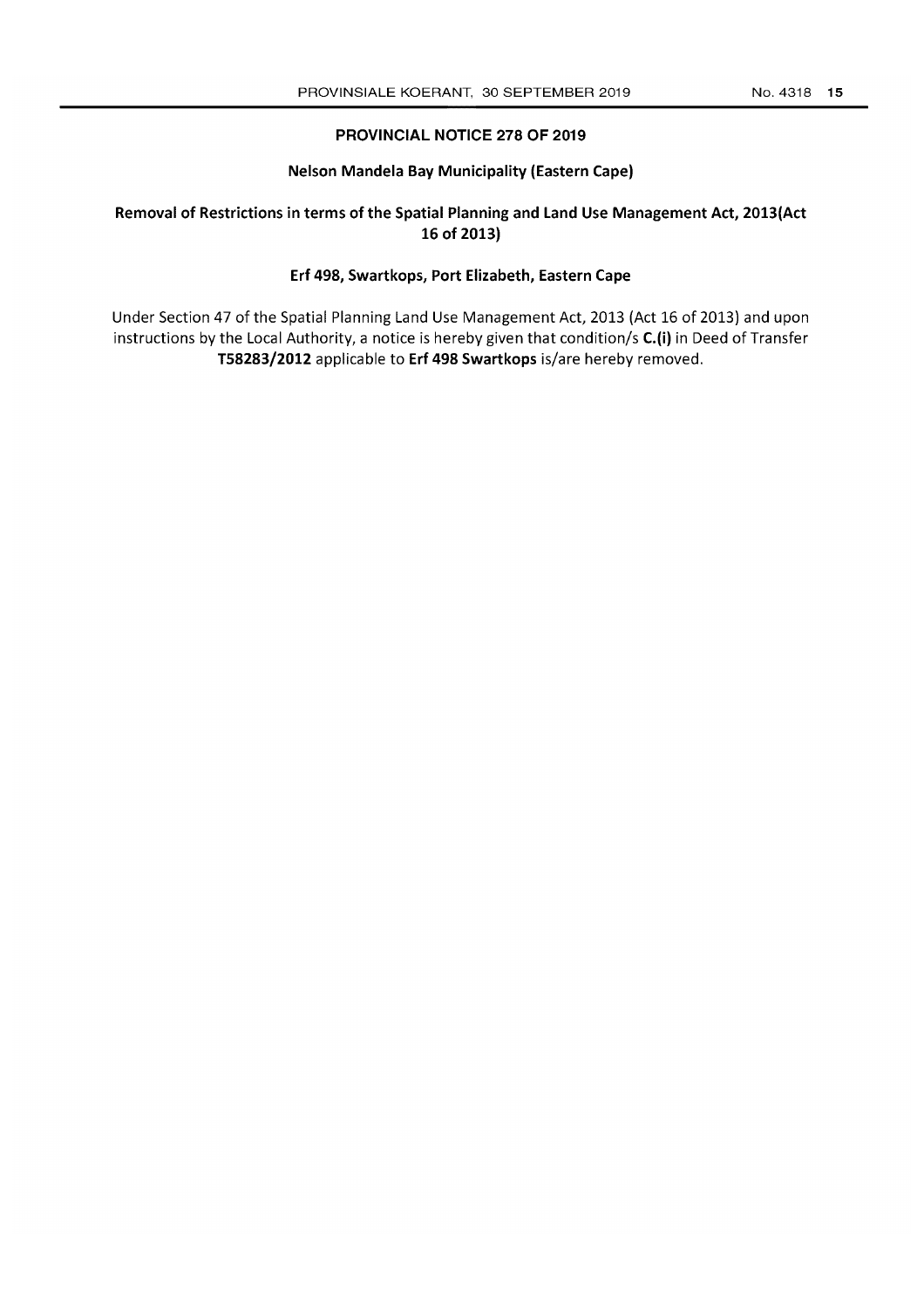## PROVINCIAL NOTICE 278 OF 2019

### Nelson Mandela Bay Municipality (Eastern Cape)

### Removal of Restrictions in terms of the Spatial Planning and Land Use Management Act, 2013(Act 16 of 2013)

### Erf 498, Swartkops, Port Elizabeth, Eastern Cape

Under Section 47 of the Spatial Planning Land Use Management Act, 2013 (Act 16 of 2013) and upon instructions by the Local Authority, a notice is hereby given that condition/s **C.(i)** in Deed of Transfer **T58283/2012** applicable to **Erf 498 Swartkops** is/are hereby removed.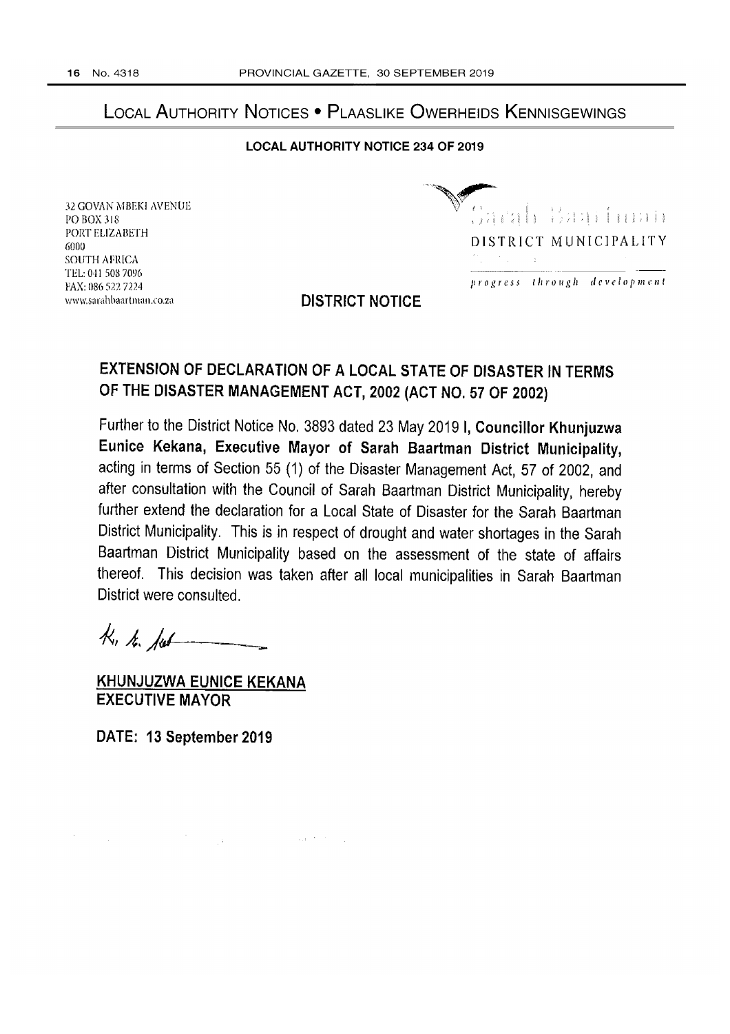## Local Authority Notices • Plaaslike Owerheids Kennisgewings

**LOCAL AUTHORITY NOTICE 234 OF 2019**

32 GOVAN MBEKI AVENUE
PO BOX 318
PORT ELIZABETH
6000
SOUTH AFRICA
TEL: 041 508 7096
FAX: 086 522 7224
www.sarahbaartman.co.za

Sarah Baartman
DISTRICT MUNICIPALITY
*progress through development*

**DISTRICT NOTICE**

### EXTENSION OF DECLARATION OF A LOCAL STATE OF DISASTER IN TERMS OF THE DISASTER MANAGEMENT ACT, 2002 (ACT NO. 57 OF 2002)

Further to the District Notice No. 3893 dated 23 May 2019 **I, Councillor Khunjuzwa Eunice Kekana, Executive Mayor of Sarah Baartman District Municipality,** acting in terms of Section 55 (1) of the Disaster Management Act, 57 of 2002, and after consultation with the Council of Sarah Baartman District Municipality, hereby further extend the declaration for a Local State of Disaster for the Sarah Baartman District Municipality. This is in respect of drought and water shortages in the Sarah Baartman District Municipality based on the assessment of the state of affairs thereof. This decision was taken after all local municipalities in Sarah Baartman District were consulted.

**KHUNJUZWA EUNICE KEKANA**
**EXECUTIVE MAYOR**

**DATE: 13 September 2019**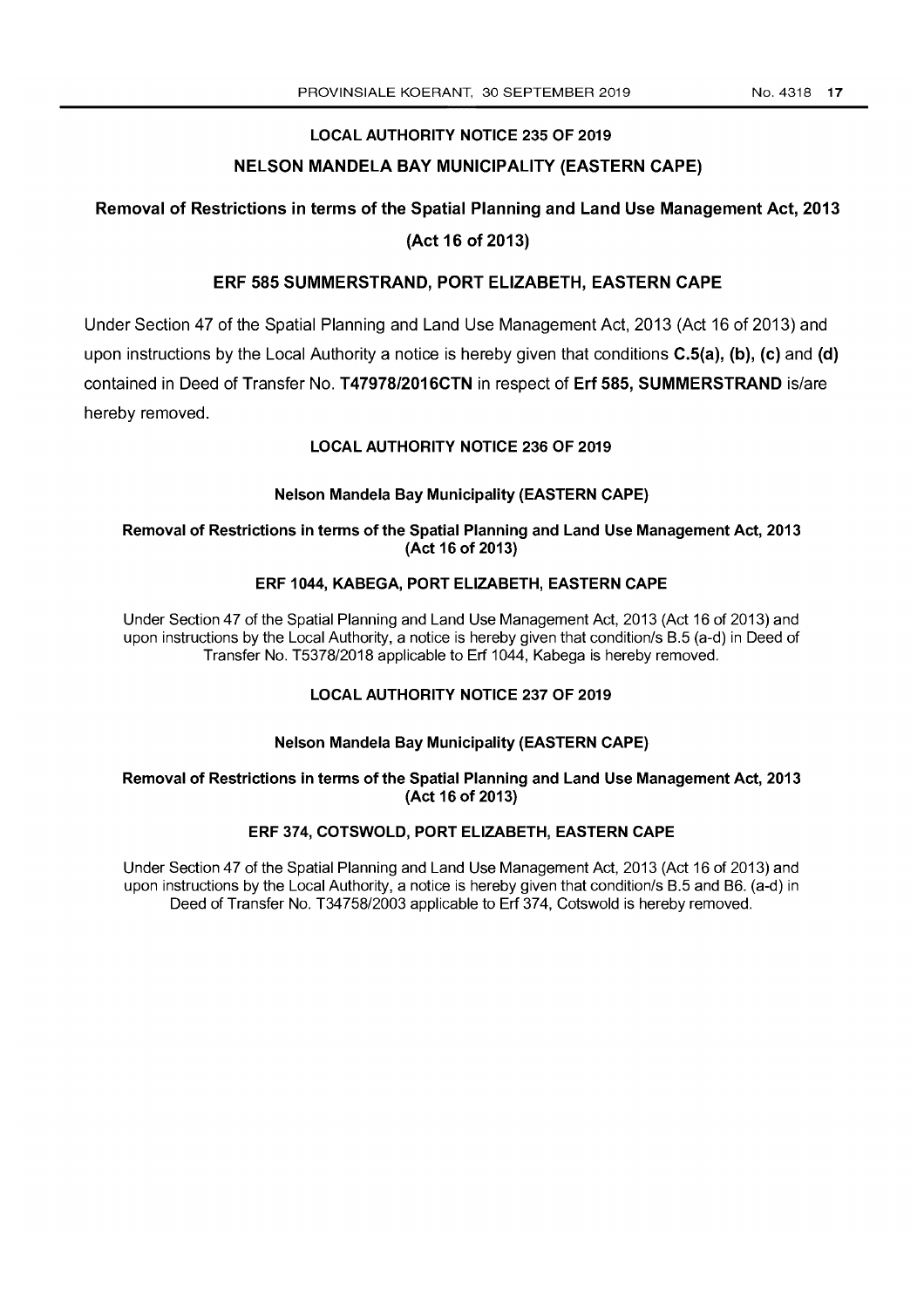## LOCAL AUTHORITY NOTICE 235 OF 2019

## NELSON MANDELA BAY MUNICIPALITY (EASTERN CAPE)

## Removal of Restrictions in terms of the Spatial Planning and Land Use Management Act, 2013 (Act 16 of 2013)

### ERF 585 SUMMERSTRAND, PORT ELIZABETH, EASTERN CAPE

Under Section 47 of the Spatial Planning and Land Use Management Act, 2013 (Act 16 of 2013) and upon instructions by the Local Authority a notice is hereby given that conditions **C.5(a), (b), (c)** and **(d)** contained in Deed of Transfer No. **T47978/2016CTN** in respect of **Erf 585, SUMMERSTRAND** is/are hereby removed.

## LOCAL AUTHORITY NOTICE 236 OF 2019

## Nelson Mandela Bay Municipality (EASTERN CAPE)

## Removal of Restrictions in terms of the Spatial Planning and Land Use Management Act, 2013 (Act 16 of 2013)

### ERF 1044, KABEGA, PORT ELIZABETH, EASTERN CAPE

Under Section 47 of the Spatial Planning and Land Use Management Act, 2013 (Act 16 of 2013) and upon instructions by the Local Authority, a notice is hereby given that condition/s B.5 (a-d) in Deed of Transfer No. T5378/2018 applicable to Erf 1044, Kabega is hereby removed.

## LOCAL AUTHORITY NOTICE 237 OF 2019

## Nelson Mandela Bay Municipality (EASTERN CAPE)

## Removal of Restrictions in terms of the Spatial Planning and Land Use Management Act, 2013 (Act 16 of 2013)

### ERF 374, COTSWOLD, PORT ELIZABETH, EASTERN CAPE

Under Section 47 of the Spatial Planning and Land Use Management Act, 2013 (Act 16 of 2013) and upon instructions by the Local Authority, a notice is hereby given that condition/s B.5 and B6. (a-d) in Deed of Transfer No. T34758/2003 applicable to Erf 374, Cotswold is hereby removed.